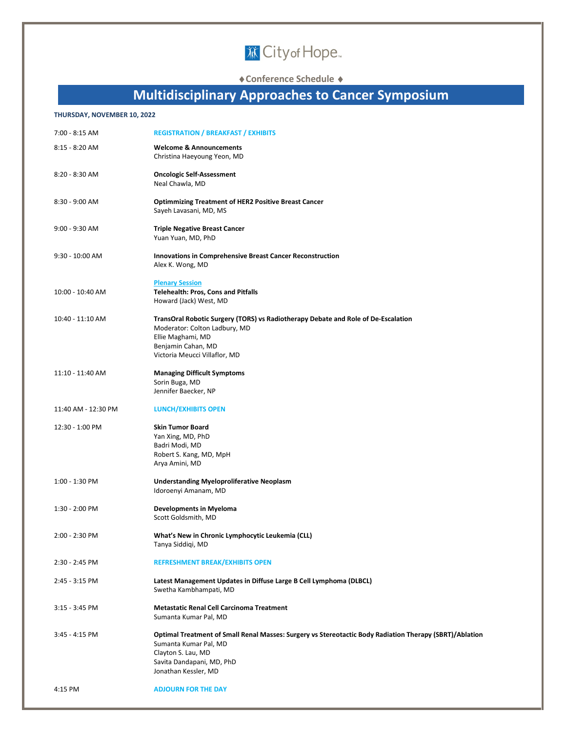City of Hope

♦ Conference Schedule ♦

# Multidisciplinary Approaches to Cancer Symposium

**THURSDAY, NOVEMBER 10, 2022**

| | |
|---|---|
| 7:00 - 8:15 AM | **REGISTRATION / BREAKFAST / EXHIBITS** |
| 8:15 - 8:20 AM | **Welcome & Announcements**<br>Christina Haeyoung Yeon, MD |
| 8:20 - 8:30 AM | **Oncologic Self-Assessment**<br>Neal Chawla, MD |
| 8:30 - 9:00 AM | **Optimmizing Treatment of HER2 Positive Breast Cancer**<br>Sayeh Lavasani, MD, MS |
| 9:00 - 9:30 AM | **Triple Negative Breast Cancer**<br>Yuan Yuan, MD, PhD |
| 9:30 - 10:00 AM | **Innovations in Comprehensive Breast Cancer Reconstruction**<br>Alex K. Wong, MD |
| 10:00 - 10:40 AM | **Plenary Session**<br>**Telehealth: Pros, Cons and Pitfalls**<br>Howard (Jack) West, MD |
| 10:40 - 11:10 AM | **TransOral Robotic Surgery (TORS) vs Radiotherapy Debate and Role of De-Escalation**<br>Moderator: Colton Ladbury, MD<br>Ellie Maghami, MD<br>Benjamin Cahan, MD<br>Victoria Meucci Villaflor, MD |
| 11:10 - 11:40 AM | **Managing Difficult Symptoms**<br>Sorin Buga, MD<br>Jennifer Baecker, NP |
| 11:40 AM - 12:30 PM | **LUNCH/EXHIBITS OPEN** |
| 12:30 - 1:00 PM | **Skin Tumor Board**<br>Yan Xing, MD, PhD<br>Badri Modi, MD<br>Robert S. Kang, MD, MpH<br>Arya Amini, MD |
| 1:00 - 1:30 PM | **Understanding Myeloproliferative Neoplasm**<br>Idoroenyi Amanam, MD |
| 1:30 - 2:00 PM | **Developments in Myeloma**<br>Scott Goldsmith, MD |
| 2:00 - 2:30 PM | **What's New in Chronic Lymphocytic Leukemia (CLL)**<br>Tanya Siddiqi, MD |
| 2:30 - 2:45 PM | **REFRESHMENT BREAK/EXHIBITS OPEN** |
| 2:45 - 3:15 PM | **Latest Management Updates in Diffuse Large B Cell Lymphoma (DLBCL)**<br>Swetha Kambhampati, MD |
| 3:15 - 3:45 PM | **Metastatic Renal Cell Carcinoma Treatment**<br>Sumanta Kumar Pal, MD |
| 3:45 - 4:15 PM | **Optimal Treatment of Small Renal Masses: Surgery vs Stereotactic Body Radiation Therapy (SBRT)/Ablation**<br>Sumanta Kumar Pal, MD<br>Clayton S. Lau, MD<br>Savita Dandapani, MD, PhD<br>Jonathan Kessler, MD |
| 4:15 PM | **ADJOURN FOR THE DAY** |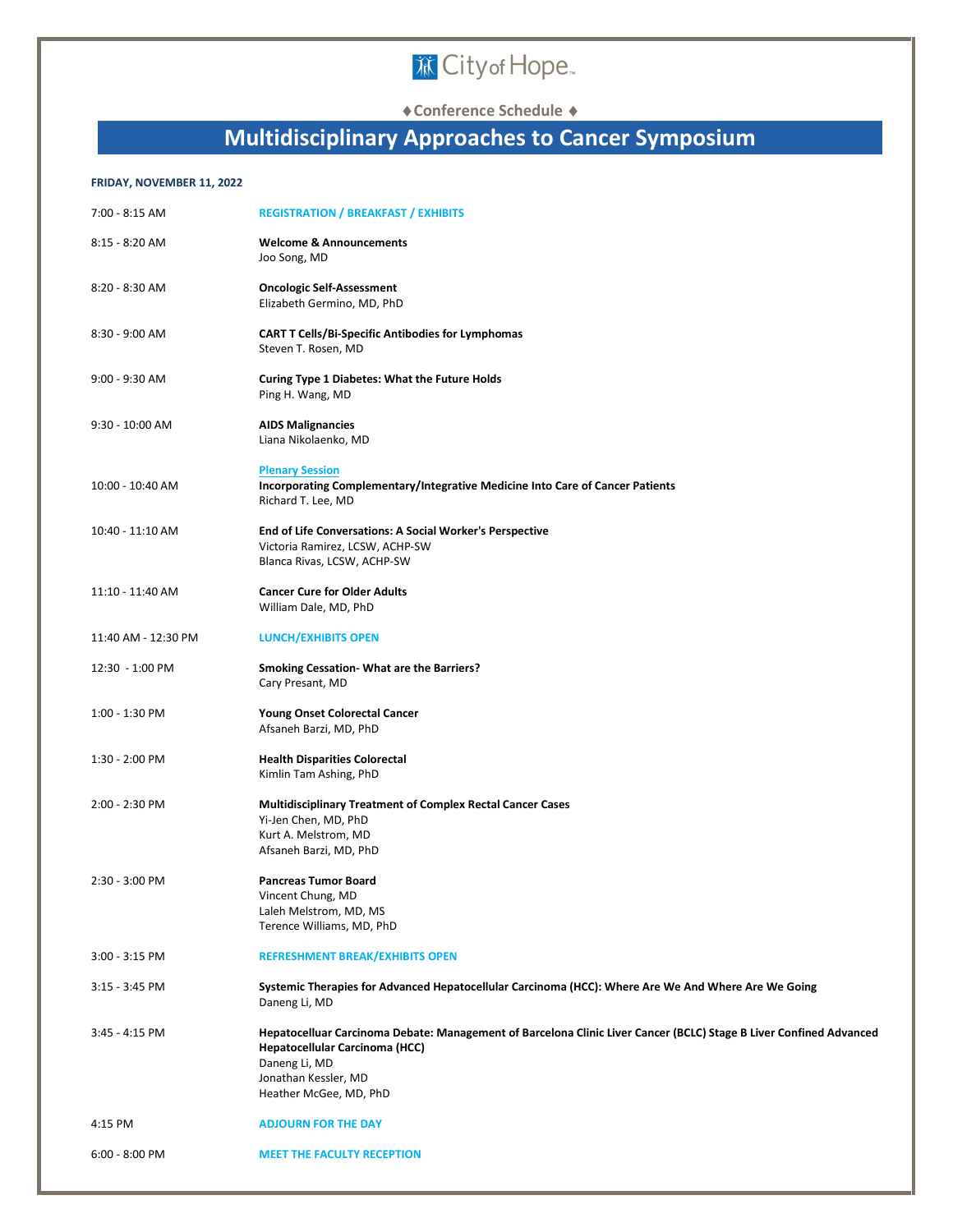City of Hope

♦Conference Schedule ♦

# Multidisciplinary Approaches to Cancer Symposium

**FRIDAY, NOVEMBER 11, 2022**

| | |
|---|---|
| 7:00 - 8:15 AM | **REGISTRATION / BREAKFAST / EXHIBITS** |
| 8:15 - 8:20 AM | **Welcome & Announcements**<br>Joo Song, MD |
| 8:20 - 8:30 AM | **Oncologic Self-Assessment**<br>Elizabeth Germino, MD, PhD |
| 8:30 - 9:00 AM | **CART T Cells/Bi-Specific Antibodies for Lymphomas**<br>Steven T. Rosen, MD |
| 9:00 - 9:30 AM | **Curing Type 1 Diabetes: What the Future Holds**<br>Ping H. Wang, MD |
| 9:30 - 10:00 AM | **AIDS Malignancies**<br>Liana Nikolaenko, MD |
| 10:00 - 10:40 AM | **Plenary Session**<br>**Incorporating Complementary/Integrative Medicine Into Care of Cancer Patients**<br>Richard T. Lee, MD |
| 10:40 - 11:10 AM | **End of Life Conversations: A Social Worker's Perspective**<br>Victoria Ramirez, LCSW, ACHP-SW<br>Blanca Rivas, LCSW, ACHP-SW |
| 11:10 - 11:40 AM | **Cancer Cure for Older Adults**<br>William Dale, MD, PhD |
| 11:40 AM - 12:30 PM | **LUNCH/EXHIBITS OPEN** |
| 12:30 - 1:00 PM | **Smoking Cessation- What are the Barriers?**<br>Cary Presant, MD |
| 1:00 - 1:30 PM | **Young Onset Colorectal Cancer**<br>Afsaneh Barzi, MD, PhD |
| 1:30 - 2:00 PM | **Health Disparities Colorectal**<br>Kimlin Tam Ashing, PhD |
| 2:00 - 2:30 PM | **Multidisciplinary Treatment of Complex Rectal Cancer Cases**<br>Yi-Jen Chen, MD, PhD<br>Kurt A. Melstrom, MD<br>Afsaneh Barzi, MD, PhD |
| 2:30 - 3:00 PM | **Pancreas Tumor Board**<br>Vincent Chung, MD<br>Laleh Melstrom, MD, MS<br>Terence Williams, MD, PhD |
| 3:00 - 3:15 PM | **REFRESHMENT BREAK/EXHIBITS OPEN** |
| 3:15 - 3:45 PM | **Systemic Therapies for Advanced Hepatocellular Carcinoma (HCC): Where Are We And Where Are We Going**<br>Daneng Li, MD |
| 3:45 - 4:15 PM | **Hepatocellular Carcinoma Debate: Management of Barcelona Clinic Liver Cancer (BCLC) Stage B Liver Confined Advanced Hepatocellular Carcinoma (HCC)**<br>Daneng Li, MD<br>Jonathan Kessler, MD<br>Heather McGee, MD, PhD |
| 4:15 PM | **ADJOURN FOR THE DAY** |
| 6:00 - 8:00 PM | **MEET THE FACULTY RECEPTION** |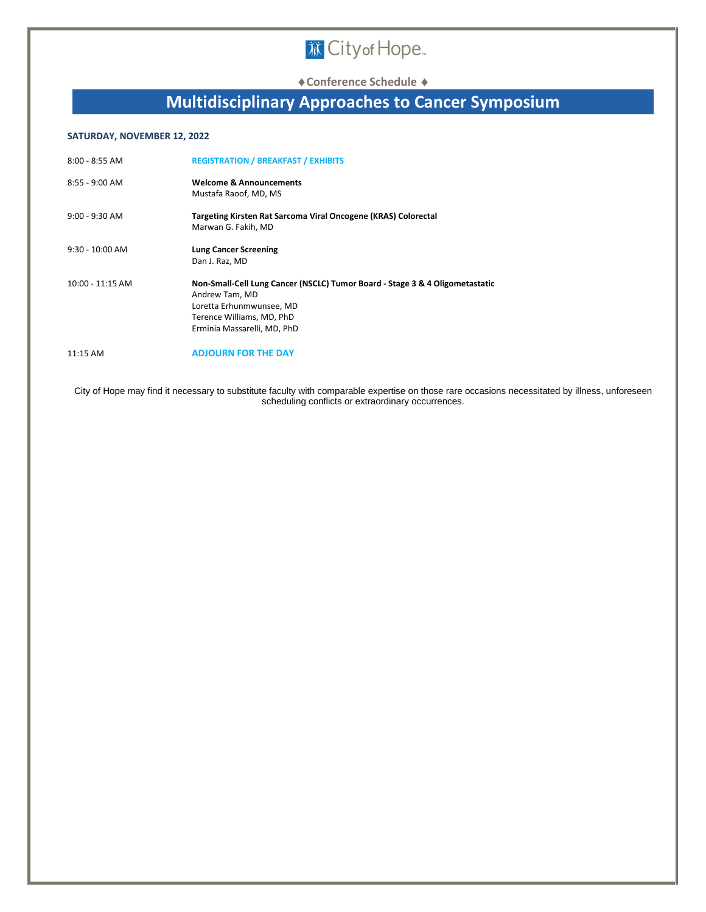City of Hope

♦ Conference Schedule ♦

# Multidisciplinary Approaches to Cancer Symposium

**SATURDAY, NOVEMBER 12, 2022**

| | |
|---|---|
| 8:00 - 8:55 AM | **REGISTRATION / BREAKFAST / EXHIBITS** |
| 8:55 - 9:00 AM | **Welcome & Announcements**<br>Mustafa Raoof, MD, MS |
| 9:00 - 9:30 AM | **Targeting Kirsten Rat Sarcoma Viral Oncogene (KRAS) Colorectal**<br>Marwan G. Fakih, MD |
| 9:30 - 10:00 AM | **Lung Cancer Screening**<br>Dan J. Raz, MD |
| 10:00 - 11:15 AM | **Non-Small-Cell Lung Cancer (NSCLC) Tumor Board - Stage 3 & 4 Oligometastatic**<br>Andrew Tam, MD<br>Loretta Erhunmwunsee, MD<br>Terence Williams, MD, PhD<br>Erminia Massarelli, MD, PhD |
| 11:15 AM | **ADJOURN FOR THE DAY** |

City of Hope may find it necessary to substitute faculty with comparable expertise on those rare occasions necessitated by illness, unforeseen scheduling conflicts or extraordinary occurrences.